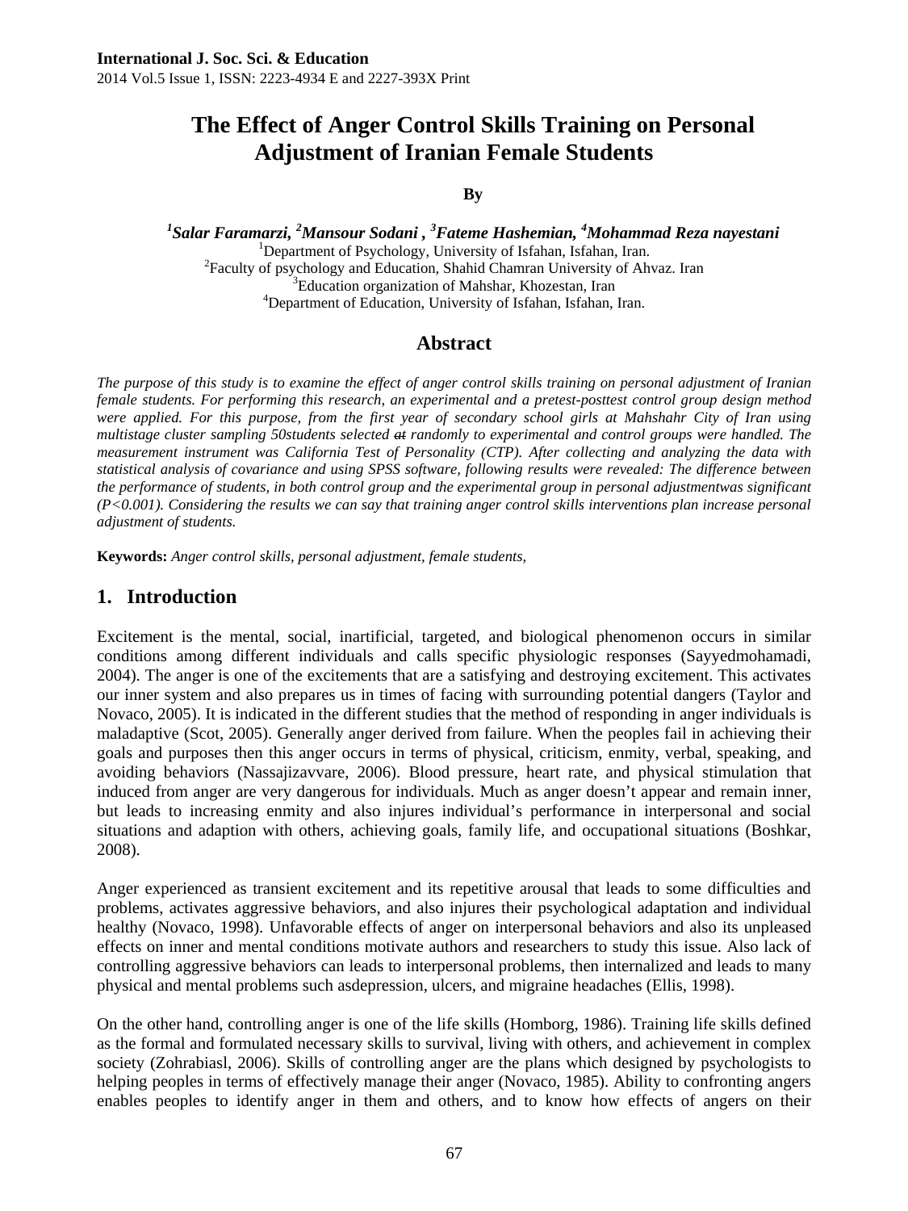**International J. Soc. Sci. & Education**
2014 Vol.5 Issue 1, ISSN: 2223-4934 E and 2227-393X Print

# The Effect of Anger Control Skills Training on Personal Adjustment of Iranian Female Students

**By**

***[1]Salar Faramarzi, [2]Mansour Sodani , [3]Fateme Hashemian, [4]Mohammad Reza nayestani***

[1]Department of Psychology, University of Isfahan, Isfahan, Iran.
[2]Faculty of psychology and Education, Shahid Chamran University of Ahvaz. Iran
[3]Education organization of Mahshar, Khozestan, Iran
[4]Department of Education, University of Isfahan, Isfahan, Iran.

## Abstract

*The purpose of this study is to examine the effect of anger control skills training on personal adjustment of Iranian female students. For performing this research, an experimental and a pretest-posttest control group design method were applied. For this purpose, from the first year of secondary school girls at Mahshahr City of Iran using multistage cluster sampling 50students selected ~~at~~ randomly to experimental and control groups were handled. The measurement instrument was California Test of Personality (CTP). After collecting and analyzing the data with statistical analysis of covariance and using SPSS software, following results were revealed: The difference between the performance of students, in both control group and the experimental group in personal adjustmentwas significant (P<0.001). Considering the results we can say that training anger control skills interventions plan increase personal adjustment of students.*

**Keywords:** *Anger control skills, personal adjustment, female students,*

## 1. Introduction

Excitement is the mental, social, inartificial, targeted, and biological phenomenon occurs in similar conditions among different individuals and calls specific physiologic responses (Sayyedmohamadi, 2004). The anger is one of the excitements that are a satisfying and destroying excitement. This activates our inner system and also prepares us in times of facing with surrounding potential dangers (Taylor and Novaco, 2005). It is indicated in the different studies that the method of responding in anger individuals is maladaptive (Scot, 2005). Generally anger derived from failure. When the peoples fail in achieving their goals and purposes then this anger occurs in terms of physical, criticism, enmity, verbal, speaking, and avoiding behaviors (Nassajizavvare, 2006). Blood pressure, heart rate, and physical stimulation that induced from anger are very dangerous for individuals. Much as anger doesn't appear and remain inner, but leads to increasing enmity and also injures individual's performance in interpersonal and social situations and adaption with others, achieving goals, family life, and occupational situations (Boshkar, 2008).

Anger experienced as transient excitement and its repetitive arousal that leads to some difficulties and problems, activates aggressive behaviors, and also injures their psychological adaptation and individual healthy (Novaco, 1998). Unfavorable effects of anger on interpersonal behaviors and also its unpleased effects on inner and mental conditions motivate authors and researchers to study this issue. Also lack of controlling aggressive behaviors can leads to interpersonal problems, then internalized and leads to many physical and mental problems such asdepression, ulcers, and migraine headaches (Ellis, 1998).

On the other hand, controlling anger is one of the life skills (Homborg, 1986). Training life skills defined as the formal and formulated necessary skills to survival, living with others, and achievement in complex society (Zohrabiasl, 2006). Skills of controlling anger are the plans which designed by psychologists to helping peoples in terms of effectively manage their anger (Novaco, 1985). Ability to confronting angers enables peoples to identify anger in them and others, and to know how effects of angers on their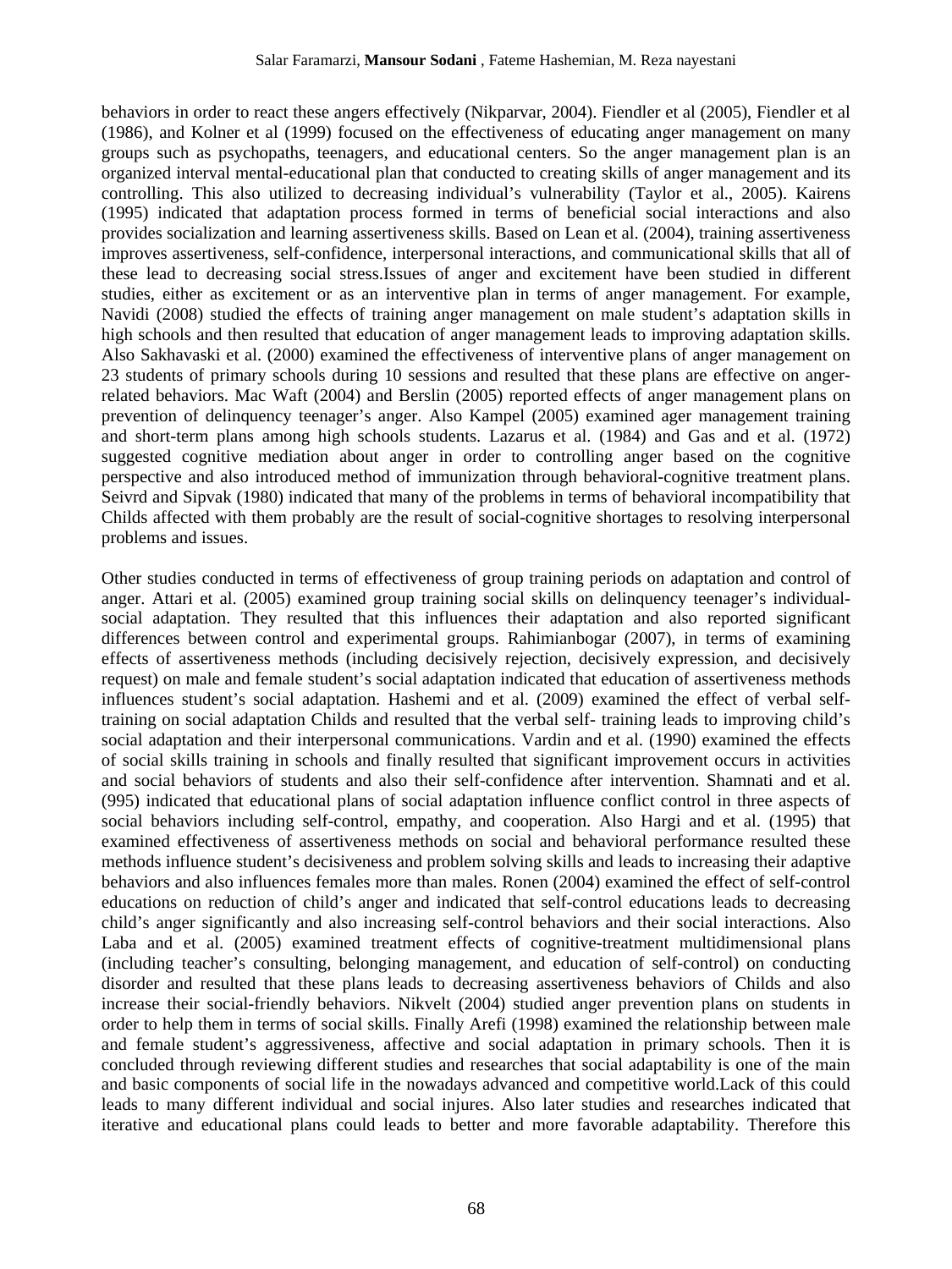behaviors in order to react these angers effectively (Nikparvar, 2004). Fiendler et al (2005), Fiendler et al (1986), and Kolner et al (1999) focused on the effectiveness of educating anger management on many groups such as psychopaths, teenagers, and educational centers. So the anger management plan is an organized interval mental-educational plan that conducted to creating skills of anger management and its controlling. This also utilized to decreasing individual's vulnerability (Taylor et al., 2005). Kairens (1995) indicated that adaptation process formed in terms of beneficial social interactions and also provides socialization and learning assertiveness skills. Based on Lean et al. (2004), training assertiveness improves assertiveness, self-confidence, interpersonal interactions, and communicational skills that all of these lead to decreasing social stress.Issues of anger and excitement have been studied in different studies, either as excitement or as an interventive plan in terms of anger management. For example, Navidi (2008) studied the effects of training anger management on male student's adaptation skills in high schools and then resulted that education of anger management leads to improving adaptation skills. Also Sakhavaski et al. (2000) examined the effectiveness of interventive plans of anger management on 23 students of primary schools during 10 sessions and resulted that these plans are effective on anger-related behaviors. Mac Waft (2004) and Berslin (2005) reported effects of anger management plans on prevention of delinquency teenager's anger. Also Kampel (2005) examined ager management training and short-term plans among high schools students. Lazarus et al. (1984) and Gas and et al. (1972) suggested cognitive mediation about anger in order to controlling anger based on the cognitive perspective and also introduced method of immunization through behavioral-cognitive treatment plans. Seivrd and Sipvak (1980) indicated that many of the problems in terms of behavioral incompatibility that Childs affected with them probably are the result of social-cognitive shortages to resolving interpersonal problems and issues.

Other studies conducted in terms of effectiveness of group training periods on adaptation and control of anger. Attari et al. (2005) examined group training social skills on delinquency teenager's individual-social adaptation. They resulted that this influences their adaptation and also reported significant differences between control and experimental groups. Rahimianbogar (2007), in terms of examining effects of assertiveness methods (including decisively rejection, decisively expression, and decisively request) on male and female student's social adaptation indicated that education of assertiveness methods influences student's social adaptation. Hashemi and et al. (2009) examined the effect of verbal self-training on social adaptation Childs and resulted that the verbal self- training leads to improving child's social adaptation and their interpersonal communications. Vardin and et al. (1990) examined the effects of social skills training in schools and finally resulted that significant improvement occurs in activities and social behaviors of students and also their self-confidence after intervention. Shamnati and et al. (995) indicated that educational plans of social adaptation influence conflict control in three aspects of social behaviors including self-control, empathy, and cooperation. Also Hargi and et al. (1995) that examined effectiveness of assertiveness methods on social and behavioral performance resulted these methods influence student's decisiveness and problem solving skills and leads to increasing their adaptive behaviors and also influences females more than males. Ronen (2004) examined the effect of self-control educations on reduction of child's anger and indicated that self-control educations leads to decreasing child's anger significantly and also increasing self-control behaviors and their social interactions. Also Laba and et al. (2005) examined treatment effects of cognitive-treatment multidimensional plans (including teacher's consulting, belonging management, and education of self-control) on conducting disorder and resulted that these plans leads to decreasing assertiveness behaviors of Childs and also increase their social-friendly behaviors. Nikvelt (2004) studied anger prevention plans on students in order to help them in terms of social skills. Finally Arefi (1998) examined the relationship between male and female student's aggressiveness, affective and social adaptation in primary schools. Then it is concluded through reviewing different studies and researches that social adaptability is one of the main and basic components of social life in the nowadays advanced and competitive world.Lack of this could leads to many different individual and social injures. Also later studies and researches indicated that iterative and educational plans could leads to better and more favorable adaptability. Therefore this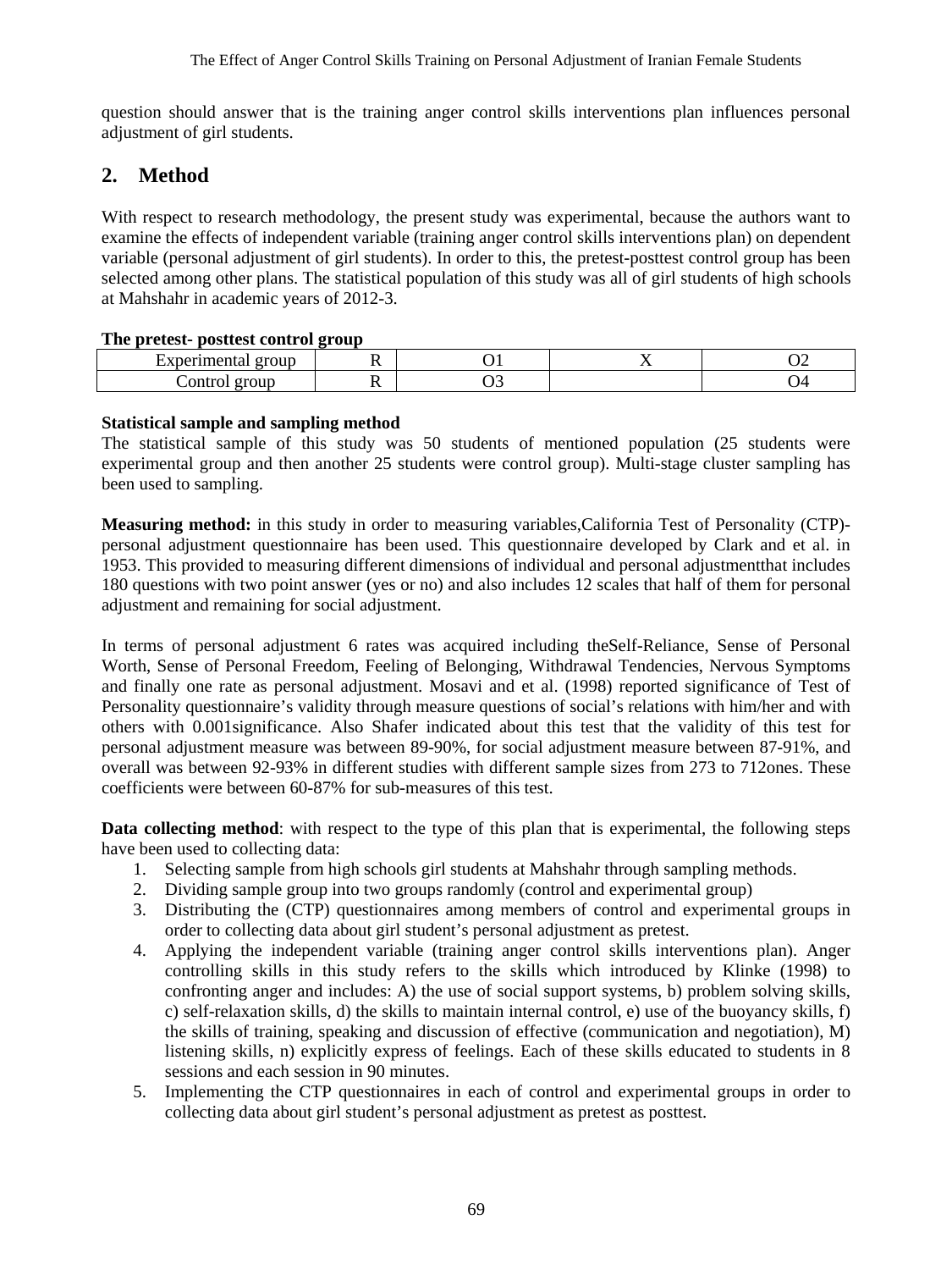question should answer that is the training anger control skills interventions plan influences personal adjustment of girl students.

## 2. Method

With respect to research methodology, the present study was experimental, because the authors want to examine the effects of independent variable (training anger control skills interventions plan) on dependent variable (personal adjustment of girl students). In order to this, the pretest-posttest control group has been selected among other plans. The statistical population of this study was all of girl students of high schools at Mahshahr in academic years of 2012-3.

**The pretest- posttest control group**

| Experimental group | R | O1 | X | O2 |
|---|---|---|---|---|
| Control group | R | O3 | | O4 |

**Statistical sample and sampling method**

The statistical sample of this study was 50 students of mentioned population (25 students were experimental group and then another 25 students were control group). Multi-stage cluster sampling has been used to sampling.

**Measuring method:** in this study in order to measuring variables,California Test of Personality (CTP)-personal adjustment questionnaire has been used. This questionnaire developed by Clark and et al. in 1953. This provided to measuring different dimensions of individual and personal adjustmentthat includes 180 questions with two point answer (yes or no) and also includes 12 scales that half of them for personal adjustment and remaining for social adjustment.

In terms of personal adjustment 6 rates was acquired including theSelf-Reliance, Sense of Personal Worth, Sense of Personal Freedom, Feeling of Belonging, Withdrawal Tendencies, Nervous Symptoms and finally one rate as personal adjustment. Mosavi and et al. (1998) reported significance of Test of Personality questionnaire's validity through measure questions of social's relations with him/her and with others with 0.001significance. Also Shafer indicated about this test that the validity of this test for personal adjustment measure was between 89-90%, for social adjustment measure between 87-91%, and overall was between 92-93% in different studies with different sample sizes from 273 to 712ones. These coefficients were between 60-87% for sub-measures of this test.

**Data collecting method**: with respect to the type of this plan that is experimental, the following steps have been used to collecting data:

1. Selecting sample from high schools girl students at Mahshahr through sampling methods.
2. Dividing sample group into two groups randomly (control and experimental group)
3. Distributing the (CTP) questionnaires among members of control and experimental groups in order to collecting data about girl student's personal adjustment as pretest.
4. Applying the independent variable (training anger control skills interventions plan). Anger controlling skills in this study refers to the skills which introduced by Klinke (1998) to confronting anger and includes: A) the use of social support systems, b) problem solving skills, c) self-relaxation skills, d) the skills to maintain internal control, e) use of the buoyancy skills, f) the skills of training, speaking and discussion of effective (communication and negotiation), M) listening skills, n) explicitly express of feelings. Each of these skills educated to students in 8 sessions and each session in 90 minutes.
5. Implementing the CTP questionnaires in each of control and experimental groups in order to collecting data about girl student's personal adjustment as pretest as posttest.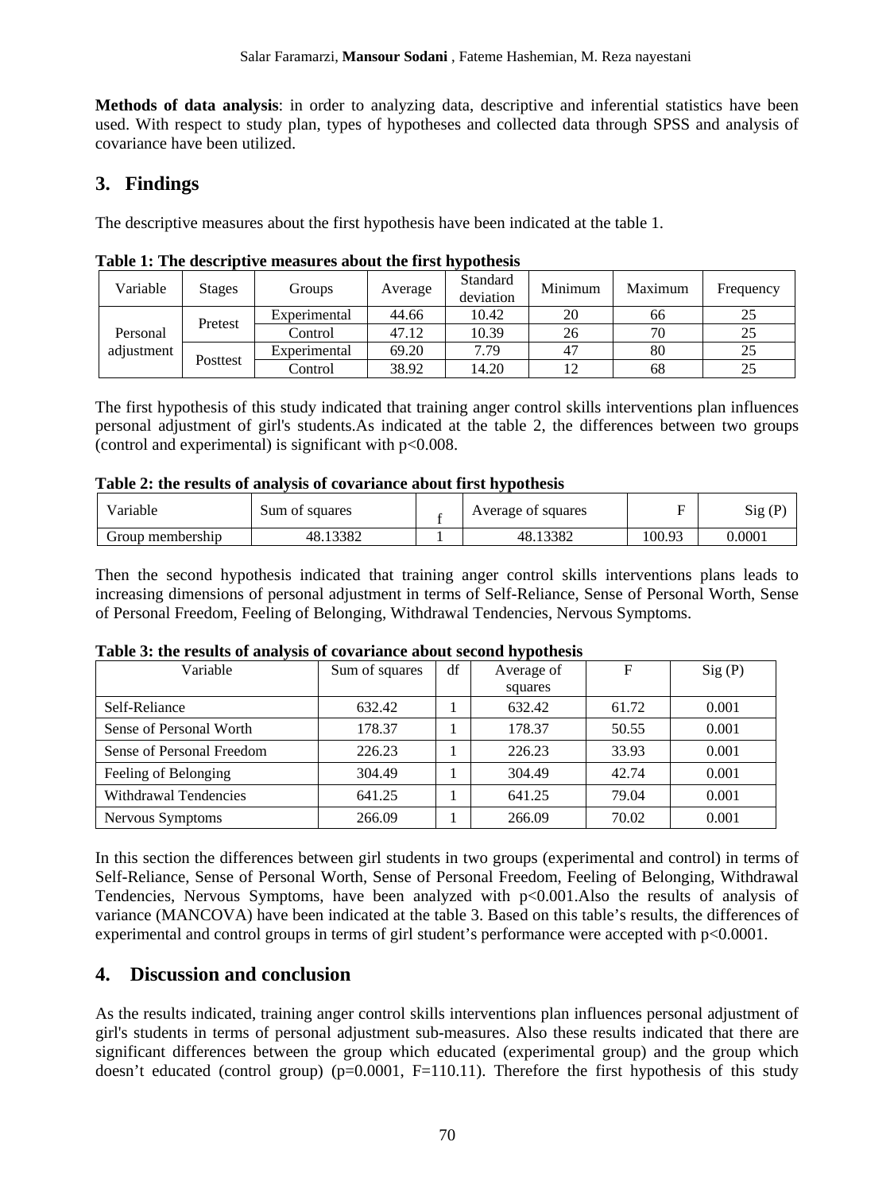**Methods of data analysis**: in order to analyzing data, descriptive and inferential statistics have been used. With respect to study plan, types of hypotheses and collected data through SPSS and analysis of covariance have been utilized.

## 3. Findings

The descriptive measures about the first hypothesis have been indicated at the table 1.

**Table 1: The descriptive measures about the first hypothesis**

| Variable | Stages | Groups | Average | Standard deviation | Minimum | Maximum | Frequency |
|---|---|---|---|---|---|---|---|
| Personal adjustment | Pretest | Experimental | 44.66 | 10.42 | 20 | 66 | 25 |
| | | Control | 47.12 | 10.39 | 26 | 70 | 25 |
| | Posttest | Experimental | 69.20 | 7.79 | 47 | 80 | 25 |
| | | Control | 38.92 | 14.20 | 12 | 68 | 25 |

The first hypothesis of this study indicated that training anger control skills interventions plan influences personal adjustment of girl's students.As indicated at the table 2, the differences between two groups (control and experimental) is significant with p<0.008.

**Table 2: the results of analysis of covariance about first hypothesis**

| Variable | Sum of squares | f | Average of squares | F | Sig (P) |
|---|---|---|---|---|---|
| Group membership | 48.13382 | 1 | 48.13382 | 100.93 | 0.0001 |

Then the second hypothesis indicated that training anger control skills interventions plans leads to increasing dimensions of personal adjustment in terms of Self-Reliance, Sense of Personal Worth, Sense of Personal Freedom, Feeling of Belonging, Withdrawal Tendencies, Nervous Symptoms.

**Table 3: the results of analysis of covariance about second hypothesis**

| Variable | Sum of squares | df | Average of squares | F | Sig (P) |
|---|---|---|---|---|---|
| Self-Reliance | 632.42 | 1 | 632.42 | 61.72 | 0.001 |
| Sense of Personal Worth | 178.37 | 1 | 178.37 | 50.55 | 0.001 |
| Sense of Personal Freedom | 226.23 | 1 | 226.23 | 33.93 | 0.001 |
| Feeling of Belonging | 304.49 | 1 | 304.49 | 42.74 | 0.001 |
| Withdrawal Tendencies | 641.25 | 1 | 641.25 | 79.04 | 0.001 |
| Nervous Symptoms | 266.09 | 1 | 266.09 | 70.02 | 0.001 |

In this section the differences between girl students in two groups (experimental and control) in terms of Self-Reliance, Sense of Personal Worth, Sense of Personal Freedom, Feeling of Belonging, Withdrawal Tendencies, Nervous Symptoms, have been analyzed with p<0.001.Also the results of analysis of variance (MANCOVA) have been indicated at the table 3. Based on this table's results, the differences of experimental and control groups in terms of girl student's performance were accepted with p<0.0001.

## 4. Discussion and conclusion

As the results indicated, training anger control skills interventions plan influences personal adjustment of girl's students in terms of personal adjustment sub-measures. Also these results indicated that there are significant differences between the group which educated (experimental group) and the group which doesn't educated (control group) (p=0.0001, F=110.11). Therefore the first hypothesis of this study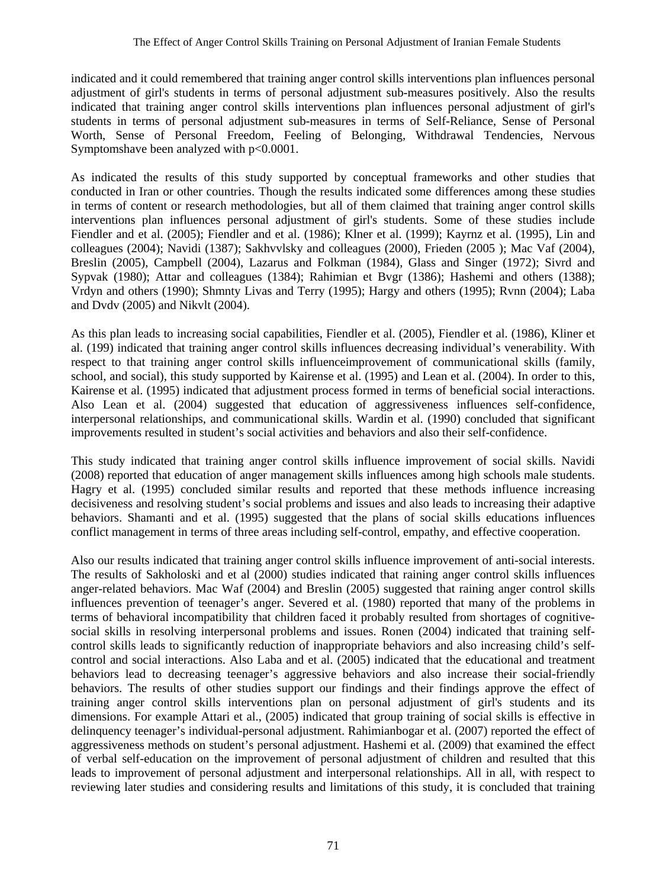indicated and it could remembered that training anger control skills interventions plan influences personal adjustment of girl's students in terms of personal adjustment sub-measures positively. Also the results indicated that training anger control skills interventions plan influences personal adjustment of girl's students in terms of personal adjustment sub-measures in terms of Self-Reliance, Sense of Personal Worth, Sense of Personal Freedom, Feeling of Belonging, Withdrawal Tendencies, Nervous Symptomshave been analyzed with $p<0.0001$.

As indicated the results of this study supported by conceptual frameworks and other studies that conducted in Iran or other countries. Though the results indicated some differences among these studies in terms of content or research methodologies, but all of them claimed that training anger control skills interventions plan influences personal adjustment of girl's students. Some of these studies include Fiendler and et al. (2005); Fiendler and et al. (1986); Klner et al. (1999); Kayrnz et al. (1995), Lin and colleagues (2004); Navidi (1387); Sakhvvlsky and colleagues (2000), Frieden (2005 ); Mac Vaf (2004), Breslin (2005), Campbell (2004), Lazarus and Folkman (1984), Glass and Singer (1972); Sivrd and Sypvak (1980); Attar and colleagues (1384); Rahimian et Bvgr (1386); Hashemi and others (1388); Vrdyn and others (1990); Shmnty Livas and Terry (1995); Hargy and others (1995); Rvnn (2004); Laba and Dvdv (2005) and Nikvlt (2004).

As this plan leads to increasing social capabilities, Fiendler et al. (2005), Fiendler et al. (1986), Kliner et al. (199) indicated that training anger control skills influences decreasing individual's venerability. With respect to that training anger control skills influenceimprovement of communicational skills (family, school, and social), this study supported by Kairense et al. (1995) and Lean et al. (2004). In order to this, Kairense et al. (1995) indicated that adjustment process formed in terms of beneficial social interactions. Also Lean et al. (2004) suggested that education of aggressiveness influences self-confidence, interpersonal relationships, and communicational skills. Wardin et al. (1990) concluded that significant improvements resulted in student's social activities and behaviors and also their self-confidence.

This study indicated that training anger control skills influence improvement of social skills. Navidi (2008) reported that education of anger management skills influences among high schools male students. Hagry et al. (1995) concluded similar results and reported that these methods influence increasing decisiveness and resolving student's social problems and issues and also leads to increasing their adaptive behaviors. Shamanti and et al. (1995) suggested that the plans of social skills educations influences conflict management in terms of three areas including self-control, empathy, and effective cooperation.

Also our results indicated that training anger control skills influence improvement of anti-social interests. The results of Sakholoski and et al (2000) studies indicated that raining anger control skills influences anger-related behaviors. Mac Waf (2004) and Breslin (2005) suggested that raining anger control skills influences prevention of teenager's anger. Severed et al. (1980) reported that many of the problems in terms of behavioral incompatibility that children faced it probably resulted from shortages of cognitive-social skills in resolving interpersonal problems and issues. Ronen (2004) indicated that training self-control skills leads to significantly reduction of inappropriate behaviors and also increasing child's self-control and social interactions. Also Laba and et al. (2005) indicated that the educational and treatment behaviors lead to decreasing teenager's aggressive behaviors and also increase their social-friendly behaviors. The results of other studies support our findings and their findings approve the effect of training anger control skills interventions plan on personal adjustment of girl's students and its dimensions. For example Attari et al., (2005) indicated that group training of social skills is effective in delinquency teenager's individual-personal adjustment. Rahimianbogar et al. (2007) reported the effect of aggressiveness methods on student's personal adjustment. Hashemi et al. (2009) that examined the effect of verbal self-education on the improvement of personal adjustment of children and resulted that this leads to improvement of personal adjustment and interpersonal relationships. All in all, with respect to reviewing later studies and considering results and limitations of this study, it is concluded that training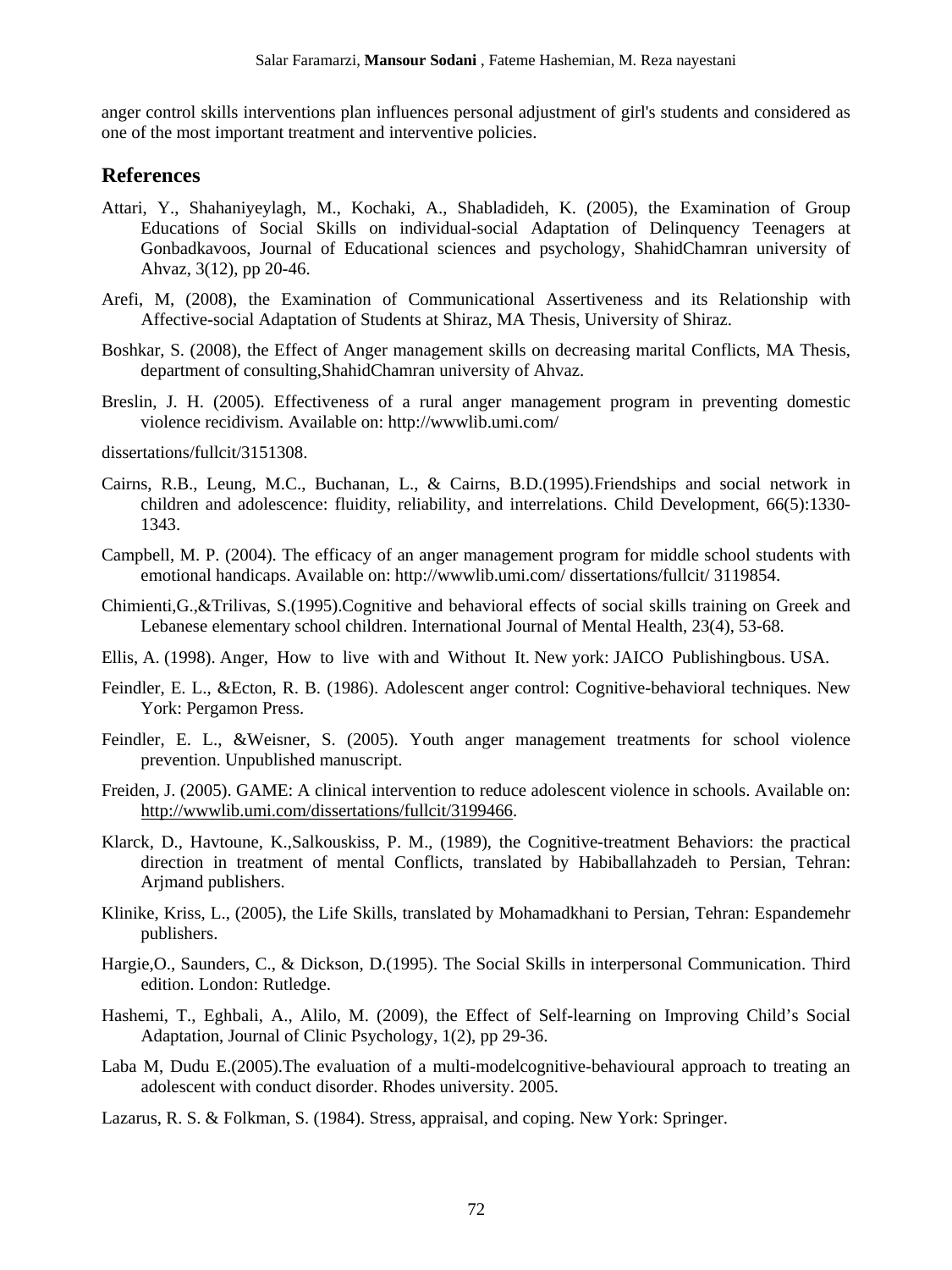anger control skills interventions plan influences personal adjustment of girl's students and considered as one of the most important treatment and interventive policies.

## References

Attari, Y., Shahaniyeylagh, M., Kochaki, A., Shabladideh, K. (2005), the Examination of Group Educations of Social Skills on individual-social Adaptation of Delinquency Teenagers at Gonbadkavoos, Journal of Educational sciences and psychology, ShahidChamran university of Ahvaz, 3(12), pp 20-46.

Arefi, M, (2008), the Examination of Communicational Assertiveness and its Relationship with Affective-social Adaptation of Students at Shiraz, MA Thesis, University of Shiraz.

Boshkar, S. (2008), the Effect of Anger management skills on decreasing marital Conflicts, MA Thesis, department of consulting,ShahidChamran university of Ahvaz.

Breslin, J. H. (2005). Effectiveness of a rural anger management program in preventing domestic violence recidivism. Available on: http://wwwlib.umi.com/

dissertations/fullcit/3151308.

Cairns, R.B., Leung, M.C., Buchanan, L., & Cairns, B.D.(1995).Friendships and social network in children and adolescence: fluidity, reliability, and interrelations. Child Development, 66(5):1330-1343.

Campbell, M. P. (2004). The efficacy of an anger management program for middle school students with emotional handicaps. Available on: http://wwwlib.umi.com/ dissertations/fullcit/ 3119854.

Chimienti,G.,&Trilivas, S.(1995).Cognitive and behavioral effects of social skills training on Greek and Lebanese elementary school children. International Journal of Mental Health, 23(4), 53-68.

Ellis, A. (1998). Anger, How to live with and Without It. New york: JAICO Publishingbous. USA.

Feindler, E. L., &Ecton, R. B. (1986). Adolescent anger control: Cognitive-behavioral techniques. New York: Pergamon Press.

Feindler, E. L., &Weisner, S. (2005). Youth anger management treatments for school violence prevention. Unpublished manuscript.

Freiden, J. (2005). GAME: A clinical intervention to reduce adolescent violence in schools. Available on: http://wwwlib.umi.com/dissertations/fullcit/3199466.

Klarck, D., Havtoune, K.,Salkouskiss, P. M., (1989), the Cognitive-treatment Behaviors: the practical direction in treatment of mental Conflicts, translated by Habiballahzadeh to Persian, Tehran: Arjmand publishers.

Klinike, Kriss, L., (2005), the Life Skills, translated by Mohamadkhani to Persian, Tehran: Espandemehr publishers.

Hargie,O., Saunders, C., & Dickson, D.(1995). The Social Skills in interpersonal Communication. Third edition. London: Rutledge.

Hashemi, T., Eghbali, A., Alilo, M. (2009), the Effect of Self-learning on Improving Child's Social Adaptation, Journal of Clinic Psychology, 1(2), pp 29-36.

Laba M, Dudu E.(2005).The evaluation of a multi-modelcognitive-behavioural approach to treating an adolescent with conduct disorder. Rhodes university. 2005.

Lazarus, R. S. & Folkman, S. (1984). Stress, appraisal, and coping. New York: Springer.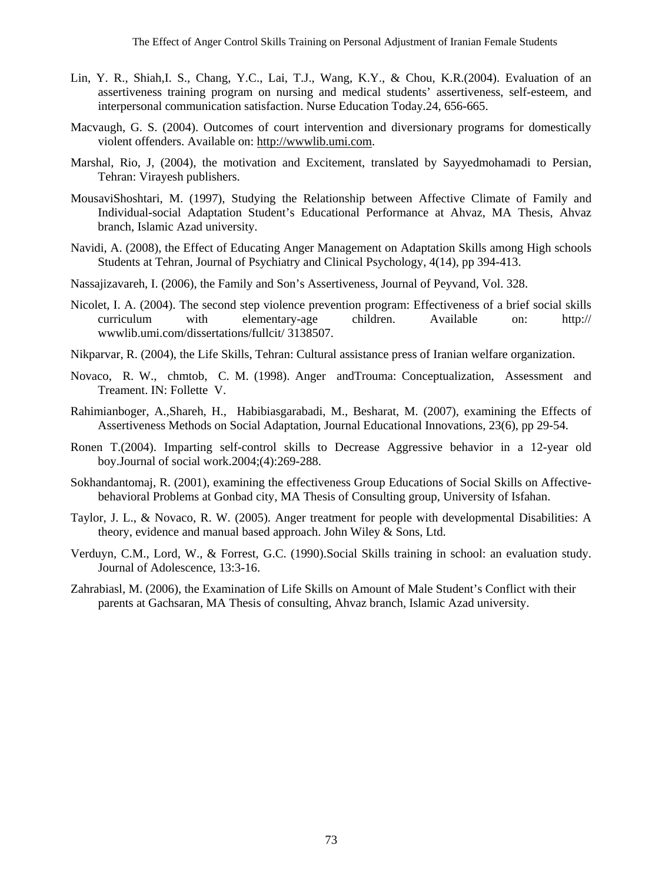Lin, Y. R., Shiah,I. S., Chang, Y.C., Lai, T.J., Wang, K.Y., & Chou, K.R.(2004). Evaluation of an assertiveness training program on nursing and medical students' assertiveness, self-esteem, and interpersonal communication satisfaction. Nurse Education Today.24, 656-665.

Macvaugh, G. S. (2004). Outcomes of court intervention and diversionary programs for domestically violent offenders. Available on: http://wwwlib.umi.com.

Marshal, Rio, J, (2004), the motivation and Excitement, translated by Sayyedmohamadi to Persian, Tehran: Virayesh publishers.

MousaviShoshtari, M. (1997), Studying the Relationship between Affective Climate of Family and Individual-social Adaptation Student's Educational Performance at Ahvaz, MA Thesis, Ahvaz branch, Islamic Azad university.

Navidi, A. (2008), the Effect of Educating Anger Management on Adaptation Skills among High schools Students at Tehran, Journal of Psychiatry and Clinical Psychology, 4(14), pp 394-413.

Nassajizavareh, I. (2006), the Family and Son's Assertiveness, Journal of Peyvand, Vol. 328.

Nicolet, I. A. (2004). The second step violence prevention program: Effectiveness of a brief social skills curriculum with elementary-age children. Available on: http:// wwwlib.umi.com/dissertations/fullcit/ 3138507.

Nikparvar, R. (2004), the Life Skills, Tehran: Cultural assistance press of Iranian welfare organization.

Novaco, R. W., chmtob, C. M. (1998). Anger andTrouma: Conceptualization, Assessment and Treament. IN: Follette V.

Rahimianboger, A.,Shareh, H., Habibiasgarabadi, M., Besharat, M. (2007), examining the Effects of Assertiveness Methods on Social Adaptation, Journal Educational Innovations, 23(6), pp 29-54.

Ronen T.(2004). Imparting self-control skills to Decrease Aggressive behavior in a 12-year old boy.Journal of social work.2004;(4):269-288.

Sokhandantomaj, R. (2001), examining the effectiveness Group Educations of Social Skills on Affective-behavioral Problems at Gonbad city, MA Thesis of Consulting group, University of Isfahan.

Taylor, J. L., & Novaco, R. W. (2005). Anger treatment for people with developmental Disabilities: A theory, evidence and manual based approach. John Wiley & Sons, Ltd.

Verduyn, C.M., Lord, W., & Forrest, G.C. (1990).Social Skills training in school: an evaluation study. Journal of Adolescence, 13:3-16.

Zahrabiasl, M. (2006), the Examination of Life Skills on Amount of Male Student's Conflict with their parents at Gachsaran, MA Thesis of consulting, Ahvaz branch, Islamic Azad university.